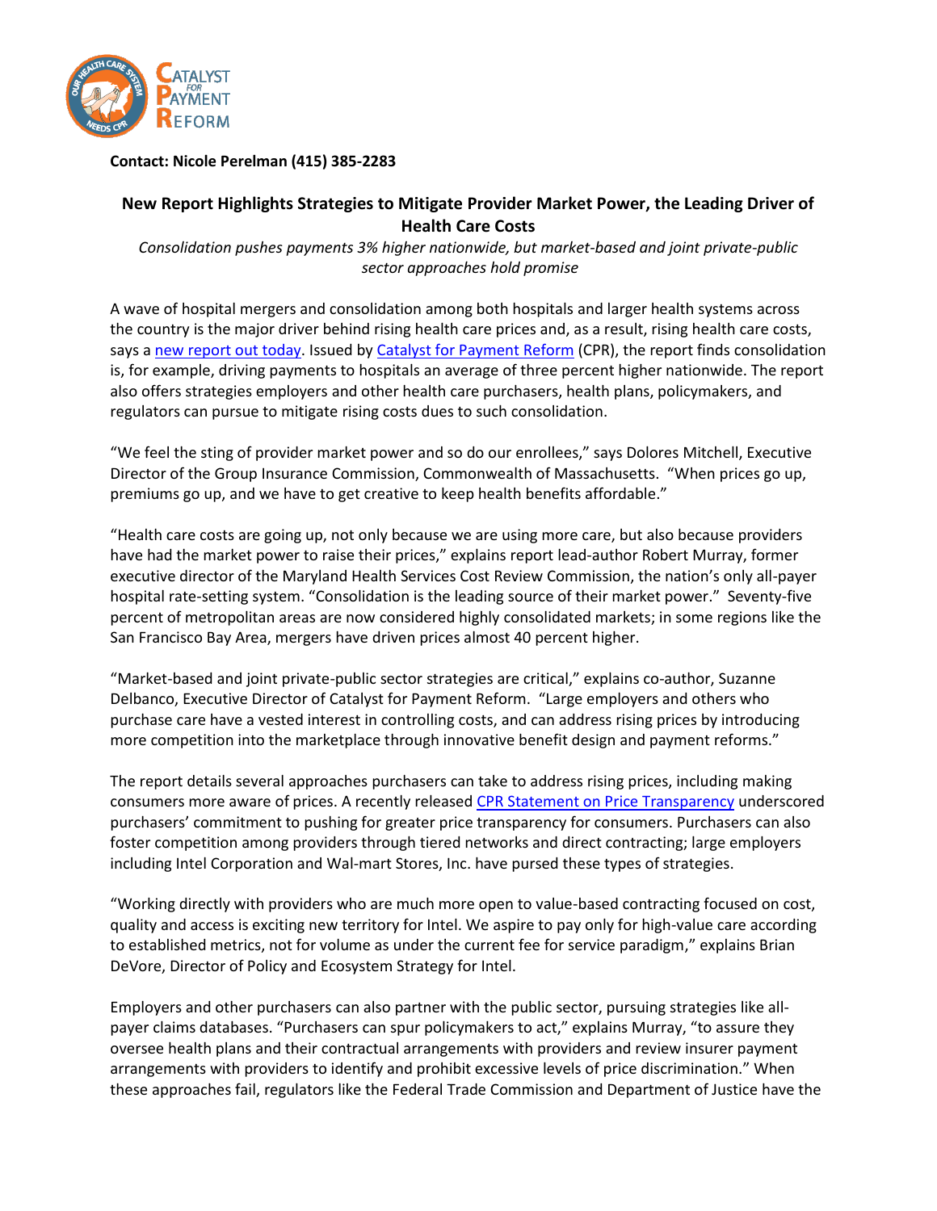**Contact: Nicole Perelman (415) 385-2283**

## New Report Highlights Strategies to Mitigate Provider Market Power, the Leading Driver of Health Care Costs

*Consolidation pushes payments 3% higher nationwide, but market-based and joint private-public sector approaches hold promise*

A wave of hospital mergers and consolidation among both hospitals and larger health systems across the country is the major driver behind rising health care prices and, as a result, rising health care costs, says a new report out today. Issued by Catalyst for Payment Reform (CPR), the report finds consolidation is, for example, driving payments to hospitals an average of three percent higher nationwide. The report also offers strategies employers and other health care purchasers, health plans, policymakers, and regulators can pursue to mitigate rising costs dues to such consolidation.

"We feel the sting of provider market power and so do our enrollees," says Dolores Mitchell, Executive Director of the Group Insurance Commission, Commonwealth of Massachusetts. "When prices go up, premiums go up, and we have to get creative to keep health benefits affordable."

"Health care costs are going up, not only because we are using more care, but also because providers have had the market power to raise their prices," explains report lead-author Robert Murray, former executive director of the Maryland Health Services Cost Review Commission, the nation's only all-payer hospital rate-setting system. "Consolidation is the leading source of their market power." Seventy-five percent of metropolitan areas are now considered highly consolidated markets; in some regions like the San Francisco Bay Area, mergers have driven prices almost 40 percent higher.

"Market-based and joint private-public sector strategies are critical," explains co-author, Suzanne Delbanco, Executive Director of Catalyst for Payment Reform. "Large employers and others who purchase care have a vested interest in controlling costs, and can address rising prices by introducing more competition into the marketplace through innovative benefit design and payment reforms."

The report details several approaches purchasers can take to address rising prices, including making consumers more aware of prices. A recently released CPR Statement on Price Transparency underscored purchasers' commitment to pushing for greater price transparency for consumers. Purchasers can also foster competition among providers through tiered networks and direct contracting; large employers including Intel Corporation and Wal-mart Stores, Inc. have pursed these types of strategies.

"Working directly with providers who are much more open to value-based contracting focused on cost, quality and access is exciting new territory for Intel. We aspire to pay only for high-value care according to established metrics, not for volume as under the current fee for service paradigm," explains Brian DeVore, Director of Policy and Ecosystem Strategy for Intel.

Employers and other purchasers can also partner with the public sector, pursuing strategies like all-payer claims databases. "Purchasers can spur policymakers to act," explains Murray, "to assure they oversee health plans and their contractual arrangements with providers and review insurer payment arrangements with providers to identify and prohibit excessive levels of price discrimination." When these approaches fail, regulators like the Federal Trade Commission and Department of Justice have the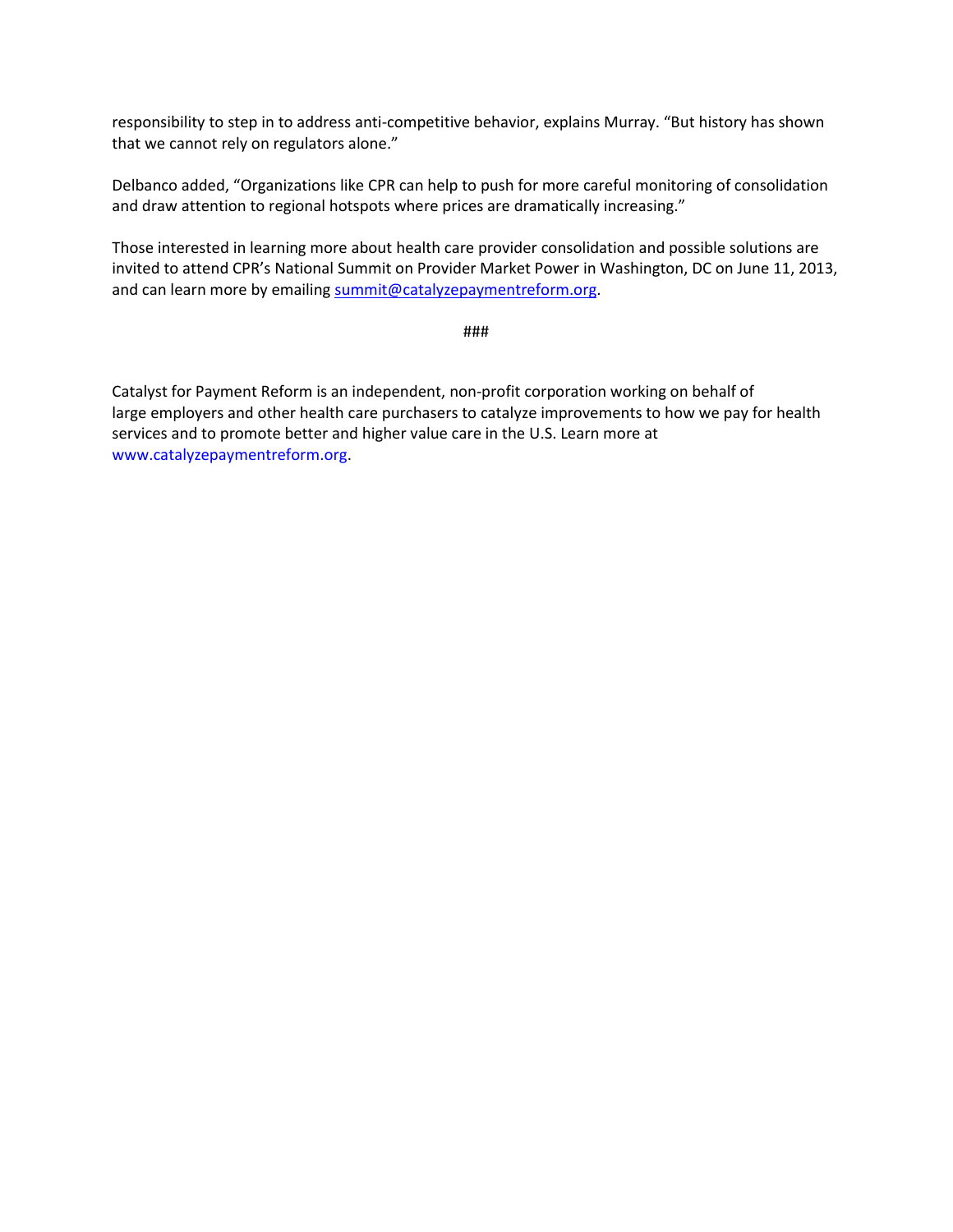responsibility to step in to address anti-competitive behavior, explains Murray. "But history has shown that we cannot rely on regulators alone."

Delbanco added, "Organizations like CPR can help to push for more careful monitoring of consolidation and draw attention to regional hotspots where prices are dramatically increasing."

Those interested in learning more about health care provider consolidation and possible solutions are invited to attend CPR's National Summit on Provider Market Power in Washington, DC on June 11, 2013, and can learn more by emailing summit@catalyzepaymentreform.org.

###

Catalyst for Payment Reform is an independent, non-profit corporation working on behalf of large employers and other health care purchasers to catalyze improvements to how we pay for health services and to promote better and higher value care in the U.S. Learn more at www.catalyzepaymentreform.org.